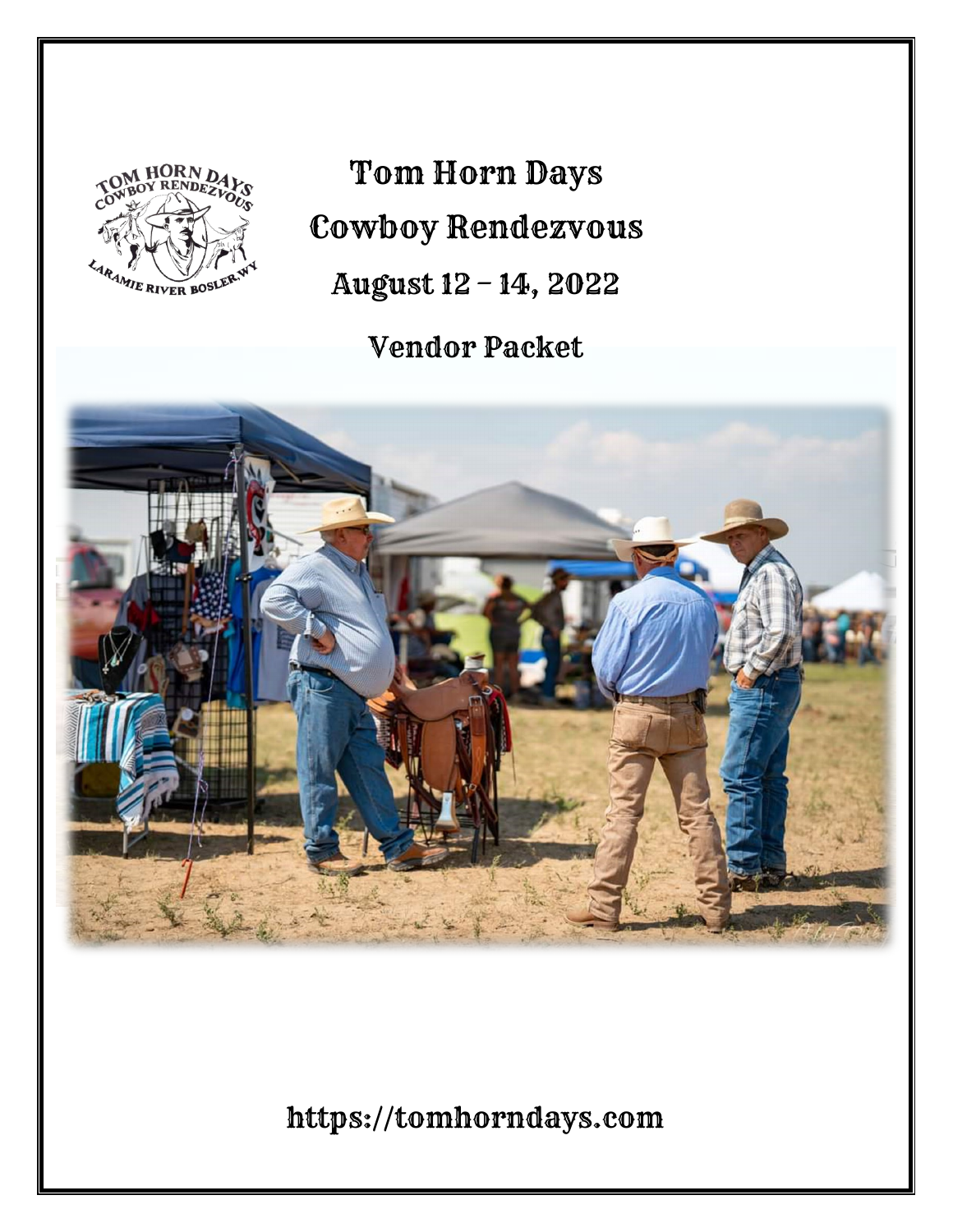# Tom Horn Days

# Cowboy Rendezvous

## August 12 – 14, 2022

## Vendor Packet

https://tomhorndays.com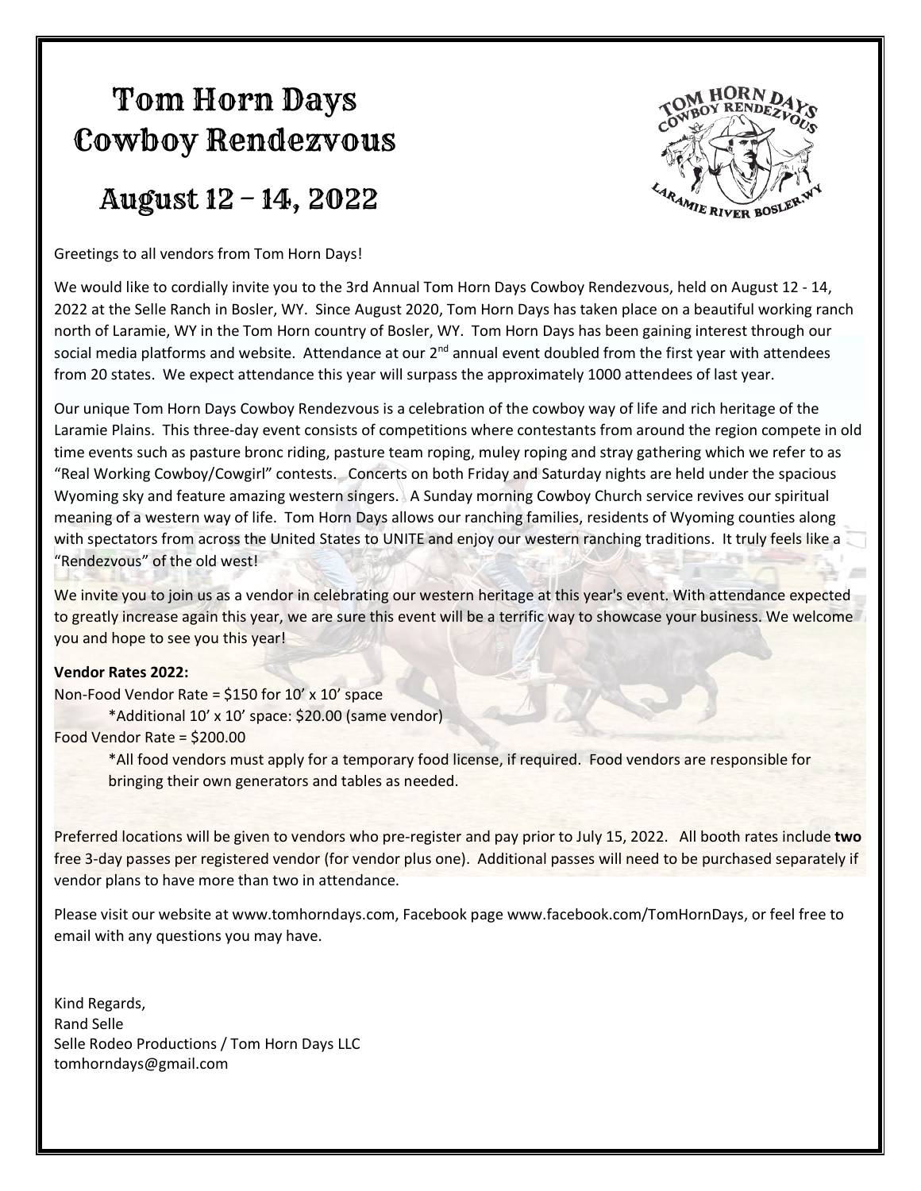# Tom Horn Days Cowboy Rendezvous

## August 12 – 14, 2022

Greetings to all vendors from Tom Horn Days!

We would like to cordially invite you to the 3rd Annual Tom Horn Days Cowboy Rendezvous, held on August 12 - 14, 2022 at the Selle Ranch in Bosler, WY. Since August 2020, Tom Horn Days has taken place on a beautiful working ranch north of Laramie, WY in the Tom Horn country of Bosler, WY. Tom Horn Days has been gaining interest through our social media platforms and website. Attendance at our 2nd annual event doubled from the first year with attendees from 20 states. We expect attendance this year will surpass the approximately 1000 attendees of last year.

Our unique Tom Horn Days Cowboy Rendezvous is a celebration of the cowboy way of life and rich heritage of the Laramie Plains. This three-day event consists of competitions where contestants from around the region compete in old time events such as pasture bronc riding, pasture team roping, muley roping and stray gathering which we refer to as "Real Working Cowboy/Cowgirl" contests. Concerts on both Friday and Saturday nights are held under the spacious Wyoming sky and feature amazing western singers. A Sunday morning Cowboy Church service revives our spiritual meaning of a western way of life. Tom Horn Days allows our ranching families, residents of Wyoming counties along with spectators from across the United States to UNITE and enjoy our western ranching traditions. It truly feels like a "Rendezvous" of the old west!

We invite you to join us as a vendor in celebrating our western heritage at this year's event. With attendance expected to greatly increase again this year, we are sure this event will be a terrific way to showcase your business. We welcome you and hope to see you this year!

**Vendor Rates 2022:**

Non-Food Vendor Rate = $150 for 10' x 10' space

*Additional 10' x 10' space: $20.00 (same vendor)

Food Vendor Rate = $200.00

*All food vendors must apply for a temporary food license, if required. Food vendors are responsible for bringing their own generators and tables as needed.

Preferred locations will be given to vendors who pre-register and pay prior to July 15, 2022. All booth rates include **two** free 3-day passes per registered vendor (for vendor plus one). Additional passes will need to be purchased separately if vendor plans to have more than two in attendance.

Please visit our website at www.tomhorndays.com, Facebook page www.facebook.com/TomHornDays, or feel free to email with any questions you may have.

Kind Regards,
Rand Selle
Selle Rodeo Productions / Tom Horn Days LLC
tomhorndays@gmail.com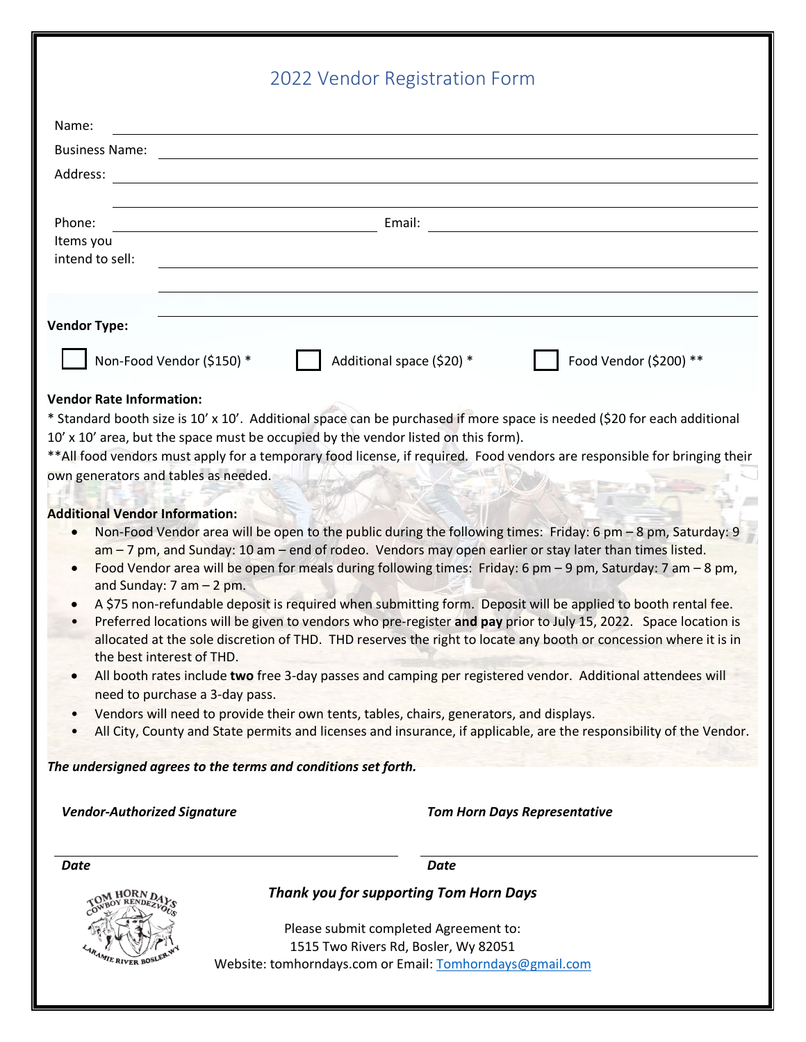# 2022 Vendor Registration Form

Name: ______________________________

Business Name: ______________________________

Address: ______________________________

______________________________

Phone: ____________________ Email: ____________________

Items you intend to sell: ______________________________

______________________________

______________________________

**Vendor Type:**

☐ Non-Food Vendor ($150) * ☐ Additional space ($20) * ☐ Food Vendor ($200) **

**Vendor Rate Information:**

* Standard booth size is 10' x 10'. Additional space can be purchased if more space is needed ($20 for each additional 10' x 10' area, but the space must be occupied by the vendor listed on this form).

**All food vendors must apply for a temporary food license, if required. Food vendors are responsible for bringing their own generators and tables as needed.

**Additional Vendor Information:**

- Non-Food Vendor area will be open to the public during the following times: Friday: 6 pm – 8 pm, Saturday: 9 am – 7 pm, and Sunday: 10 am – end of rodeo. Vendors may open earlier or stay later than times listed.
- Food Vendor area will be open for meals during following times: Friday: 6 pm – 9 pm, Saturday: 7 am – 8 pm, and Sunday: 7 am – 2 pm.
- A $75 non-refundable deposit is required when submitting form. Deposit will be applied to booth rental fee.
- Preferred locations will be given to vendors who pre-register **and pay** prior to July 15, 2022. Space location is allocated at the sole discretion of THD. THD reserves the right to locate any booth or concession where it is in the best interest of THD.
- All booth rates include **two** free 3-day passes and camping per registered vendor. Additional attendees will need to purchase a 3-day pass.
- Vendors will need to provide their own tents, tables, chairs, generators, and displays.
- All City, County and State permits and licenses and insurance, if applicable, are the responsibility of the Vendor.

***The undersigned agrees to the terms and conditions set forth.***

***Vendor-Authorized Signature*** ***Tom Horn Days Representative***

______________________________ ______________________________

***Date*** ***Date***

***Thank you for supporting Tom Horn Days***

Please submit completed Agreement to:
1515 Two Rivers Rd, Bosler, Wy 82051
Website: tomhorndays.com or Email: Tomhorndays@gmail.com